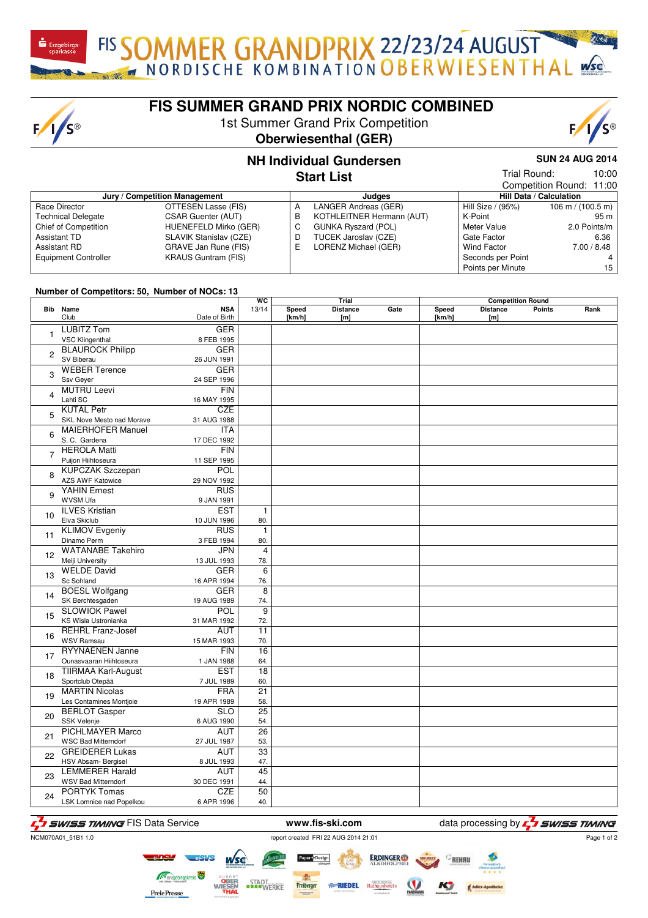FIS SOMMER GRANDPRIX 22/23/24 AUGUST
NORDISCHE KOMBINATION OBERWIESENTHAL

# FIS SUMMER GRAND PRIX NORDIC COMBINED

1st Summer Grand Prix Competition
**Oberwiesenthal (GER)**

## NH Individual Gundersen
## Start List

**SUN 24 AUG 2014**
Trial Round: 10:00
Competition Round: 11:00

| Jury / Competition Management | | Judges | | Hill Data / Calculation | |
|---|---|---|---|---|---|
| Race Director | OTTESEN Lasse (FIS) | A | LANGER Andreas (GER) | Hill Size / (95%) | 106 m / (100.5 m) |
| Technical Delegate | CSAR Guenter (AUT) | B | KOTHLEITNER Hermann (AUT) | K-Point | 95 m |
| Chief of Competition | HUENEFELD Mirko (GER) | C | GUNKA Ryszard (POL) | Meter Value | 2.0 Points/m |
| Assistant TD | SLAVIK Stanislav (CZE) | D | TUCEK Jaroslav (CZE) | Gate Factor | 6.36 |
| Assistant RD | GRAVE Jan Rune (FIS) | E | LORENZ Michael (GER) | Wind Factor | 7.00 / 8.48 |
| Equipment Controller | KRAUS Guntram (FIS) | | | Seconds per Point | 4 |
| | | | | Points per Minute | 15 |

Number of Competitors: 50, Number of NOCs: 13

| Bib | Name / Club | NSA / Date of Birth | WC 13/14 | Trial Speed [km/h] | Trial Distance [m] | Trial Gate | Competition Speed [km/h] | Competition Distance [m] | Points | Rank |
|---|---|---|---|---|---|---|---|---|---|---|
| 1 | LUBITZ Tom / VSC Klingenthal | GER / 8 FEB 1995 | | | | | | | | |
| 2 | BLAUROCK Philipp / SV Biberau | GER / 26 JUN 1991 | | | | | | | | |
| 3 | WEBER Terence / Ssv Geyer | GER / 24 SEP 1996 | | | | | | | | |
| 4 | MUTRU Leevi / Lahti SC | FIN / 16 MAY 1995 | | | | | | | | |
| 5 | KUTAL Petr / SKL Nove Mesto nad Morave | CZE / 31 AUG 1988 | | | | | | | | |
| 6 | MAIERHOFER Manuel / S. C. Gardena | ITA / 17 DEC 1992 | | | | | | | | |
| 7 | HEROLA Matti / Puijon Hiihtoseura | FIN / 11 SEP 1995 | | | | | | | | |
| 8 | KUPCZAK Szczepan / AZS AWF Katowice | POL / 29 NOV 1992 | | | | | | | | |
| 9 | YAHIN Ernest / WVSM Ufa | RUS / 9 JAN 1991 | | | | | | | | |
| 10 | ILVES Kristian / Elva Skiclub | EST / 10 JUN 1996 | 1 / 80. | | | | | | | |
| 11 | KLIMOV Evgeniy / Dinamo Perm | RUS / 3 FEB 1994 | 1 / 80. | | | | | | | |
| 12 | WATANABE Takehiro / Meiji University | JPN / 13 JUL 1993 | 4 / 78. | | | | | | | |
| 13 | WELDE David / Sc Sohland | GER / 16 APR 1994 | 6 / 76. | | | | | | | |
| 14 | BOESL Wolfgang / SK Berchtesgaden | GER / 19 AUG 1989 | 8 / 74. | | | | | | | |
| 15 | SLOWIOK Pawel / KS Wisla Ustronianka | POL / 31 MAR 1992 | 9 / 72. | | | | | | | |
| 16 | REHRL Franz-Josef / WSV Ramsau | AUT / 15 MAR 1993 | 11 / 70. | | | | | | | |
| 17 | RYYNAENEN Janne / Ounasvaaran Hiihtoseura | FIN / 1 JAN 1988 | 16 / 64. | | | | | | | |
| 18 | TIIRMAA Karl-August / Sportclub Otepää | EST / 7 JUL 1989 | 18 / 60. | | | | | | | |
| 19 | MARTIN Nicolas / Les Contamines Montjoie | FRA / 19 APR 1989 | 21 / 58. | | | | | | | |
| 20 | BERLOT Gasper / SSK Velenje | SLO / 6 AUG 1990 | 25 / 54. | | | | | | | |
| 21 | PICHLMAYER Marco / WSC Bad Mitterndorf | AUT / 27 JUL 1987 | 26 / 53. | | | | | | | |
| 22 | GREIDERER Lukas / HSV Absam- Bergisel | AUT / 8 JUL 1993 | 33 / 47. | | | | | | | |
| 23 | LEMMERER Harald / WSV Bad Mitterndorf | AUT / 30 DEC 1991 | 45 / 44. | | | | | | | |
| 24 | PORTYK Tomas / LSK Lomnice nad Popelkou | CZE / 6 APR 1996 | 50 / 40. | | | | | | | |

SWISS TIMING FIS Data Service www.fis-ski.com data processing by SWISS TIMING
NCM070A01_51B1 1.0 report created FRI 22 AUG 2014 21:01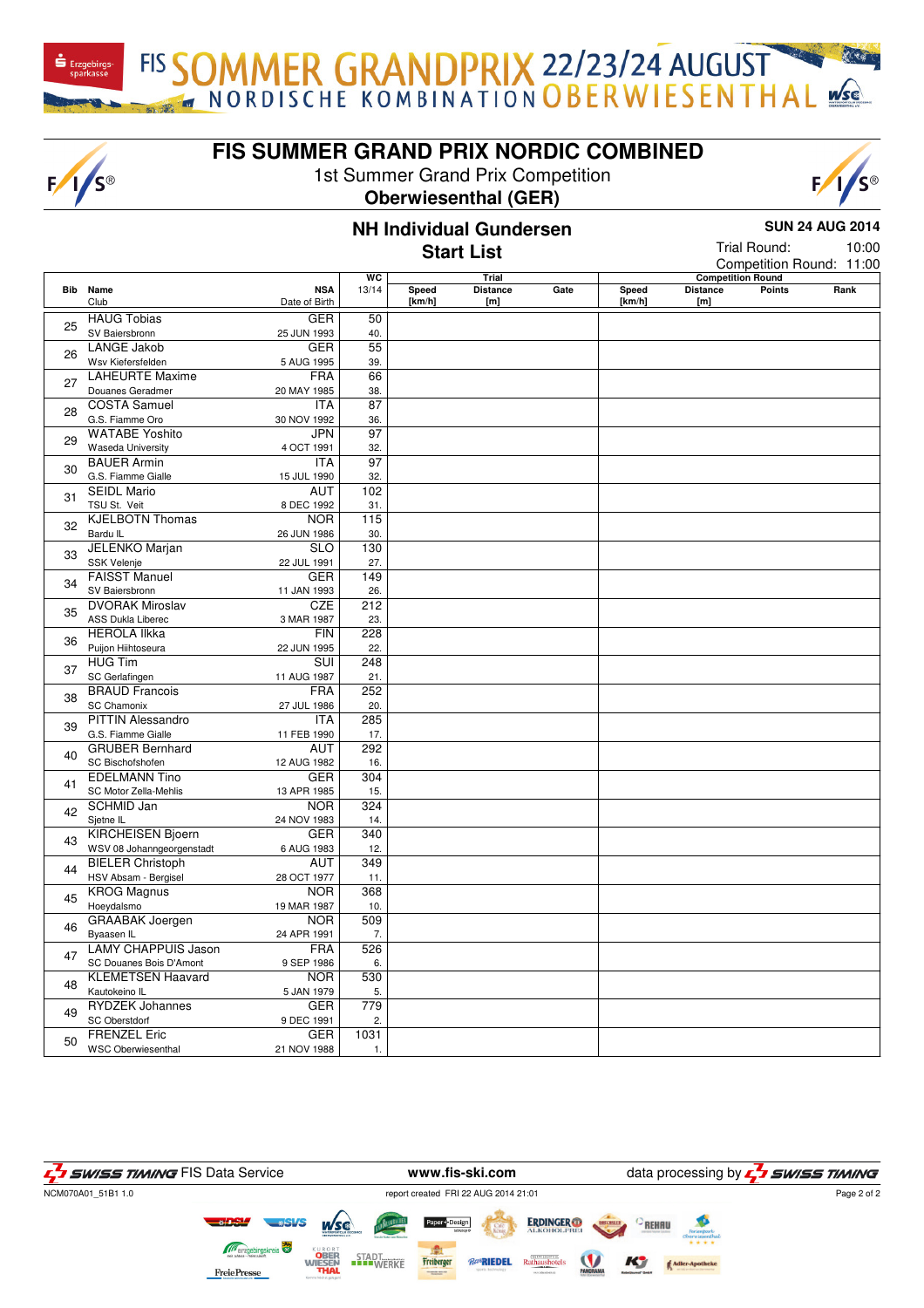# FIS SUMMER GRAND PRIX NORDIC COMBINED

1st Summer Grand Prix Competition

**Oberwiesenthal (GER)**

## NH Individual Gundersen

## Start List

**SUN 24 AUG 2014**

Trial Round: 10:00

Competition Round: 11:00

| Bib | Name / Club | NSA / Date of Birth | WC 13/14 | Trial Speed [km/h] | Trial Distance [m] | Trial Gate | Competition Round Speed [km/h] | Competition Round Distance [m] | Points | Rank |
|---|---|---|---|---|---|---|---|---|---|---|
| 25 | HAUG Tobias<br>SV Baiersbronn | GER<br>25 JUN 1993 | 50<br>40. | | | | | | | |
| 26 | LANGE Jakob<br>Wsv Kiefersfelden | GER<br>5 AUG 1995 | 55<br>39. | | | | | | | |
| 27 | LAHEURTE Maxime<br>Douanes Geradmer | FRA<br>20 MAY 1985 | 66<br>38. | | | | | | | |
| 28 | COSTA Samuel<br>G.S. Fiamme Oro | ITA<br>30 NOV 1992 | 87<br>36. | | | | | | | |
| 29 | WATABE Yoshito<br>Waseda University | JPN<br>4 OCT 1991 | 97<br>32. | | | | | | | |
| 30 | BAUER Armin<br>G.S. Fiamme Gialle | ITA<br>15 JUL 1990 | 97<br>32. | | | | | | | |
| 31 | SEIDL Mario<br>TSU St. Veit | AUT<br>8 DEC 1992 | 102<br>31. | | | | | | | |
| 32 | KJELBOTN Thomas<br>Bardu IL | NOR<br>26 JUN 1986 | 115<br>30. | | | | | | | |
| 33 | JELENKO Marjan<br>SSK Velenje | SLO<br>22 JUL 1991 | 130<br>27. | | | | | | | |
| 34 | FAISST Manuel<br>SV Baiersbronn | GER<br>11 JAN 1993 | 149<br>26. | | | | | | | |
| 35 | DVORAK Miroslav<br>ASS Dukla Liberec | CZE<br>3 MAR 1987 | 212<br>23. | | | | | | | |
| 36 | HEROLA Ilkka<br>Puijon Hiihtoseura | FIN<br>22 JUN 1995 | 228<br>22. | | | | | | | |
| 37 | HUG Tim<br>SC Gerlafingen | SUI<br>11 AUG 1987 | 248<br>21. | | | | | | | |
| 38 | BRAUD Francois<br>SC Chamonix | FRA<br>27 JUL 1986 | 252<br>20. | | | | | | | |
| 39 | PITTIN Alessandro<br>G.S. Fiamme Gialle | ITA<br>11 FEB 1990 | 285<br>17. | | | | | | | |
| 40 | GRUBER Bernhard<br>SC Bischofshofen | AUT<br>12 AUG 1982 | 292<br>16. | | | | | | | |
| 41 | EDELMANN Tino<br>SC Motor Zella-Mehlis | GER<br>13 APR 1985 | 304<br>15. | | | | | | | |
| 42 | SCHMID Jan<br>Sjetne IL | NOR<br>24 NOV 1983 | 324<br>14. | | | | | | | |
| 43 | KIRCHEISEN Bjoern<br>WSV 08 Johanngeorgenstadt | GER<br>6 AUG 1983 | 340<br>12. | | | | | | | |
| 44 | BIELER Christoph<br>HSV Absam - Bergisel | AUT<br>28 OCT 1977 | 349<br>11. | | | | | | | |
| 45 | KROG Magnus<br>Hoeydalsmo | NOR<br>19 MAR 1987 | 368<br>10. | | | | | | | |
| 46 | GRAABAK Joergen<br>Byaasen IL | NOR<br>24 APR 1991 | 509<br>7. | | | | | | | |
| 47 | LAMY CHAPPUIS Jason<br>SC Douanes Bois D'Amont | FRA<br>9 SEP 1986 | 526<br>6. | | | | | | | |
| 48 | KLEMETSEN Haavard<br>Kautokeino IL | NOR<br>5 JAN 1979 | 530<br>5. | | | | | | | |
| 49 | RYDZEK Johannes<br>SC Oberstdorf | GER<br>9 DEC 1991 | 779<br>2. | | | | | | | |
| 50 | FRENZEL Eric<br>WSC Oberwiesenthal | GER<br>21 NOV 1988 | 1031<br>1. | | | | | | | |

NCM070A01_51B1 1.0 — report created FRI 22 AUG 2014 21:01